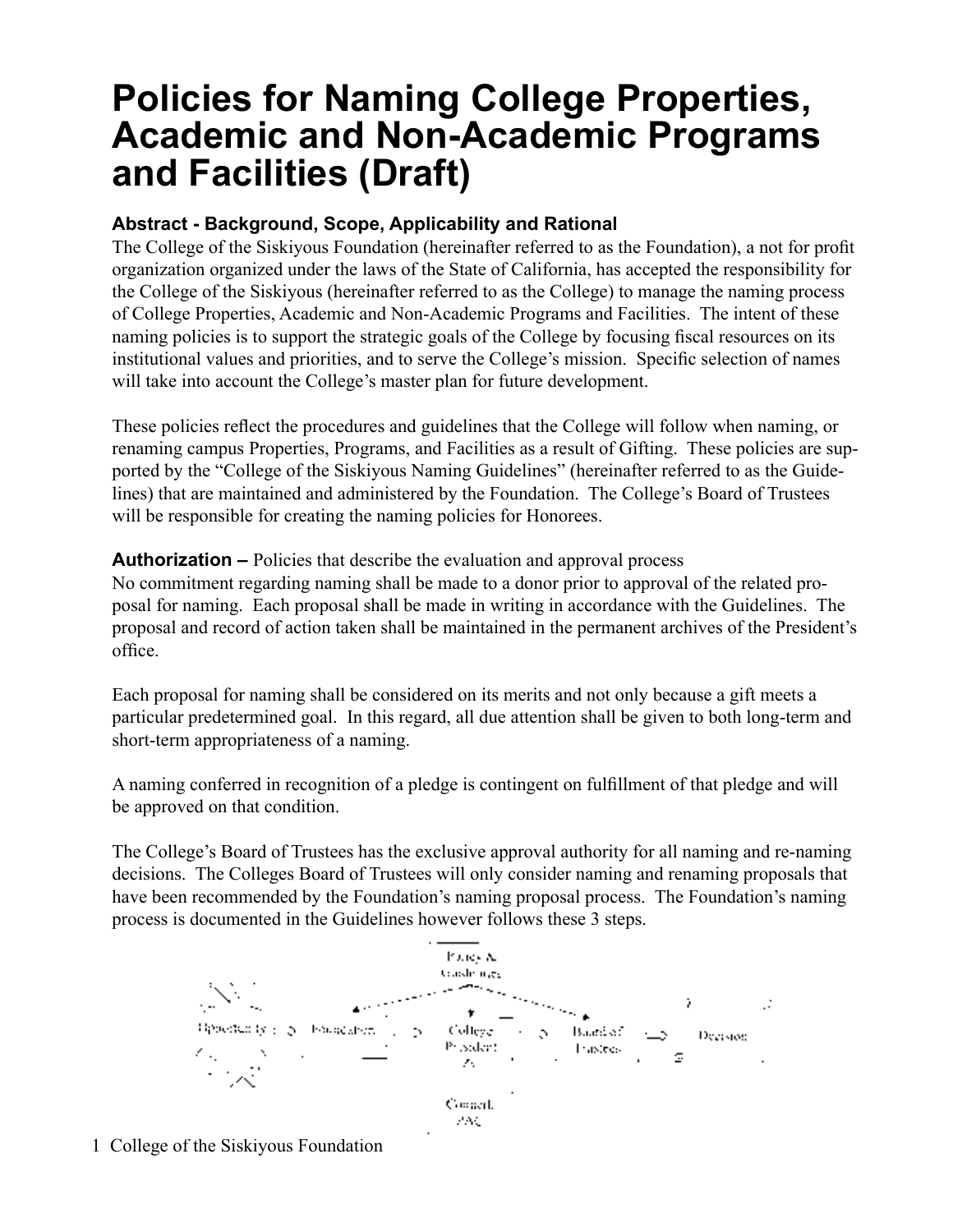# Policies for Naming College Properties, Academic and Non-Academic Programs and Facilities (Draft)

### Abstract - Background, Scope, Applicability and Rational

The College of the Siskiyous Foundation (hereinafter referred to as the Foundation), a not for profit organization organized under the laws of the State of California, has accepted the responsibility for the College of the Siskiyous (hereinafter referred to as the College) to manage the naming process of College Properties, Academic and Non-Academic Programs and Facilities. The intent of these naming policies is to support the strategic goals of the College by focusing fiscal resources on its institutional values and priorities, and to serve the College's mission. Specific selection of names will take into account the College's master plan for future development.

These policies reflect the procedures and guidelines that the College will follow when naming, or renaming campus Properties, Programs, and Facilities as a result of Gifting. These policies are supported by the "College of the Siskiyous Naming Guidelines" (hereinafter referred to as the Guidelines) that are maintained and administered by the Foundation. The College's Board of Trustees will be responsible for creating the naming policies for Honorees.

**Authorization –** Policies that describe the evaluation and approval process

No commitment regarding naming shall be made to a donor prior to approval of the related proposal for naming. Each proposal shall be made in writing in accordance with the Guidelines. The proposal and record of action taken shall be maintained in the permanent archives of the President's office.

Each proposal for naming shall be considered on its merits and not only because a gift meets a particular predetermined goal. In this regard, all due attention shall be given to both long-term and short-term appropriateness of a naming.

A naming conferred in recognition of a pledge is contingent on fulfillment of that pledge and will be approved on that condition.

The College's Board of Trustees has the exclusive approval authority for all naming and re-naming decisions. The Colleges Board of Trustees will only consider naming and renaming proposals that have been recommended by the Foundation's naming proposal process. The Foundation's naming process is documented in the Guidelines however follows these 3 steps.

Policy & Guidelines

Opportunity → Foundation → College President → Board of Trustees → Decision

Consult. AAC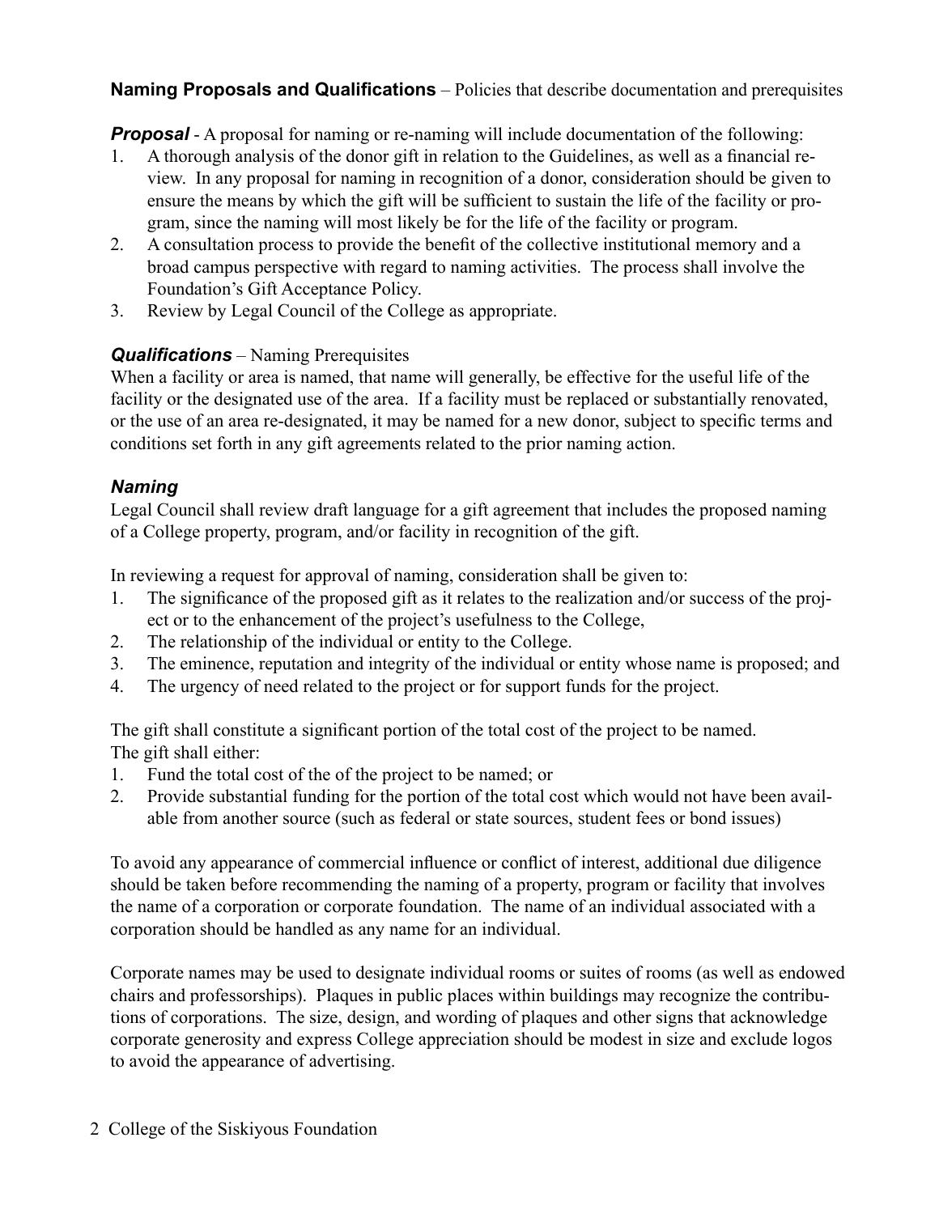**Naming Proposals and Qualifications** – Policies that describe documentation and prerequisites

***Proposal*** - A proposal for naming or re-naming will include documentation of the following:

1. A thorough analysis of the donor gift in relation to the Guidelines, as well as a financial review. In any proposal for naming in recognition of a donor, consideration should be given to ensure the means by which the gift will be sufficient to sustain the life of the facility or program, since the naming will most likely be for the life of the facility or program.
2. A consultation process to provide the benefit of the collective institutional memory and a broad campus perspective with regard to naming activities. The process shall involve the Foundation's Gift Acceptance Policy.
3. Review by Legal Council of the College as appropriate.

### ***Qualifications*** – Naming Prerequisites

When a facility or area is named, that name will generally, be effective for the useful life of the facility or the designated use of the area. If a facility must be replaced or substantially renovated, or the use of an area re-designated, it may be named for a new donor, subject to specific terms and conditions set forth in any gift agreements related to the prior naming action.

### ***Naming***

Legal Council shall review draft language for a gift agreement that includes the proposed naming of a College property, program, and/or facility in recognition of the gift.

In reviewing a request for approval of naming, consideration shall be given to:

1. The significance of the proposed gift as it relates to the realization and/or success of the project or to the enhancement of the project's usefulness to the College,
2. The relationship of the individual or entity to the College.
3. The eminence, reputation and integrity of the individual or entity whose name is proposed; and
4. The urgency of need related to the project or for support funds for the project.

The gift shall constitute a significant portion of the total cost of the project to be named.
The gift shall either:

1. Fund the total cost of the of the project to be named; or
2. Provide substantial funding for the portion of the total cost which would not have been available from another source (such as federal or state sources, student fees or bond issues)

To avoid any appearance of commercial influence or conflict of interest, additional due diligence should be taken before recommending the naming of a property, program or facility that involves the name of a corporation or corporate foundation. The name of an individual associated with a corporation should be handled as any name for an individual.

Corporate names may be used to designate individual rooms or suites of rooms (as well as endowed chairs and professorships). Plaques in public places within buildings may recognize the contributions of corporations. The size, design, and wording of plaques and other signs that acknowledge corporate generosity and express College appreciation should be modest in size and exclude logos to avoid the appearance of advertising.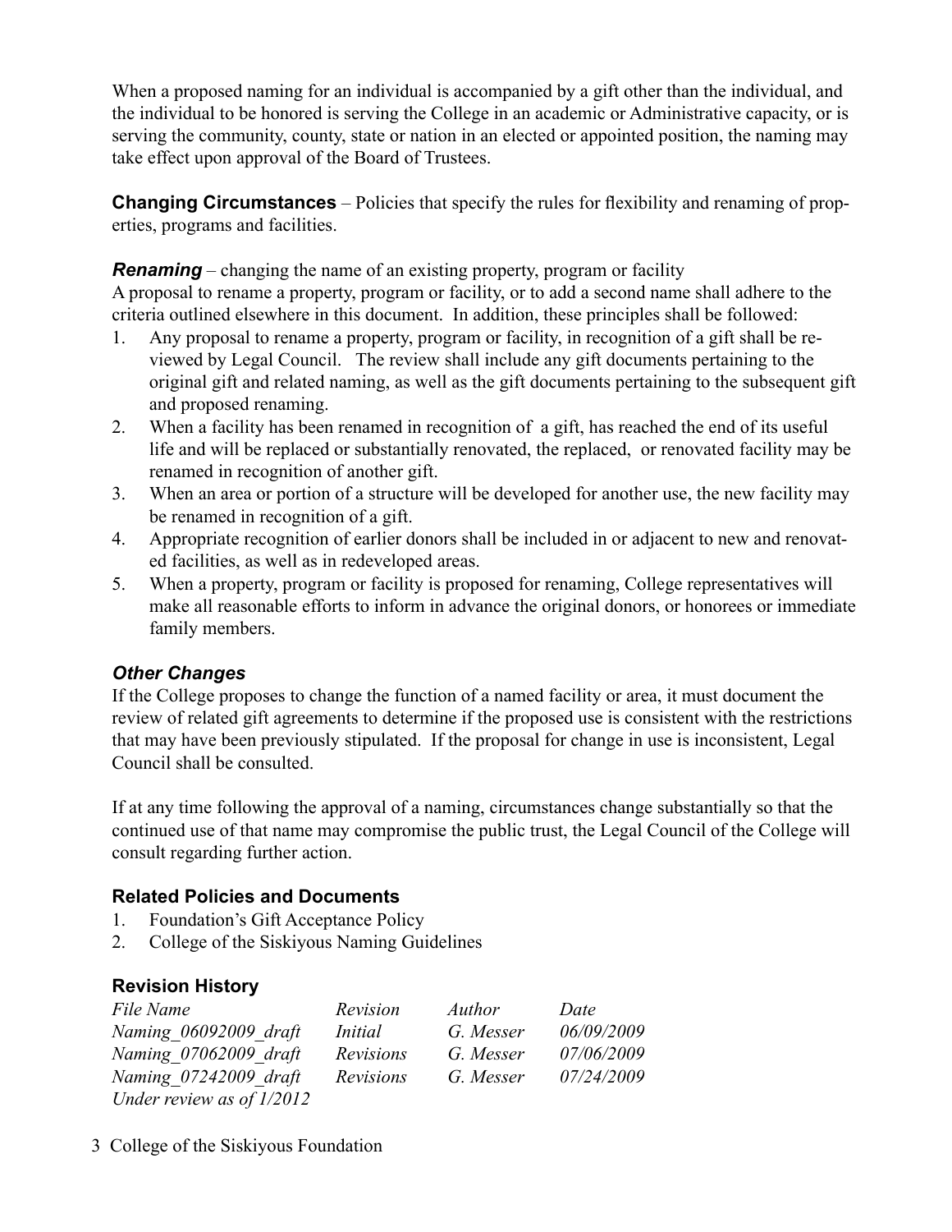When a proposed naming for an individual is accompanied by a gift other than the individual, and the individual to be honored is serving the College in an academic or Administrative capacity, or is serving the community, county, state or nation in an elected or appointed position, the naming may take effect upon approval of the Board of Trustees.

**Changing Circumstances** – Policies that specify the rules for flexibility and renaming of properties, programs and facilities.

***Renaming*** – changing the name of an existing property, program or facility

A proposal to rename a property, program or facility, or to add a second name shall adhere to the criteria outlined elsewhere in this document. In addition, these principles shall be followed:

1. Any proposal to rename a property, program or facility, in recognition of a gift shall be reviewed by Legal Council. The review shall include any gift documents pertaining to the original gift and related naming, as well as the gift documents pertaining to the subsequent gift and proposed renaming.
2. When a facility has been renamed in recognition of a gift, has reached the end of its useful life and will be replaced or substantially renovated, the replaced, or renovated facility may be renamed in recognition of another gift.
3. When an area or portion of a structure will be developed for another use, the new facility may be renamed in recognition of a gift.
4. Appropriate recognition of earlier donors shall be included in or adjacent to new and renovated facilities, as well as in redeveloped areas.
5. When a property, program or facility is proposed for renaming, College representatives will make all reasonable efforts to inform in advance the original donors, or honorees or immediate family members.

### *Other Changes*

If the College proposes to change the function of a named facility or area, it must document the review of related gift agreements to determine if the proposed use is consistent with the restrictions that may have been previously stipulated. If the proposal for change in use is inconsistent, Legal Council shall be consulted.

If at any time following the approval of a naming, circumstances change substantially so that the continued use of that name may compromise the public trust, the Legal Council of the College will consult regarding further action.

### Related Policies and Documents

1. Foundation's Gift Acceptance Policy
2. College of the Siskiyous Naming Guidelines

### Revision History

| *File Name* | *Revision* | *Author* | *Date* |
| --- | --- | --- | --- |
| *Naming_06092009_draft* | *Initial* | *G. Messer* | *06/09/2009* |
| *Naming_07062009_draft* | *Revisions* | *G. Messer* | *07/06/2009* |
| *Naming_07242009_draft* | *Revisions* | *G. Messer* | *07/24/2009* |
| *Under review as of 1/2012* | | | |